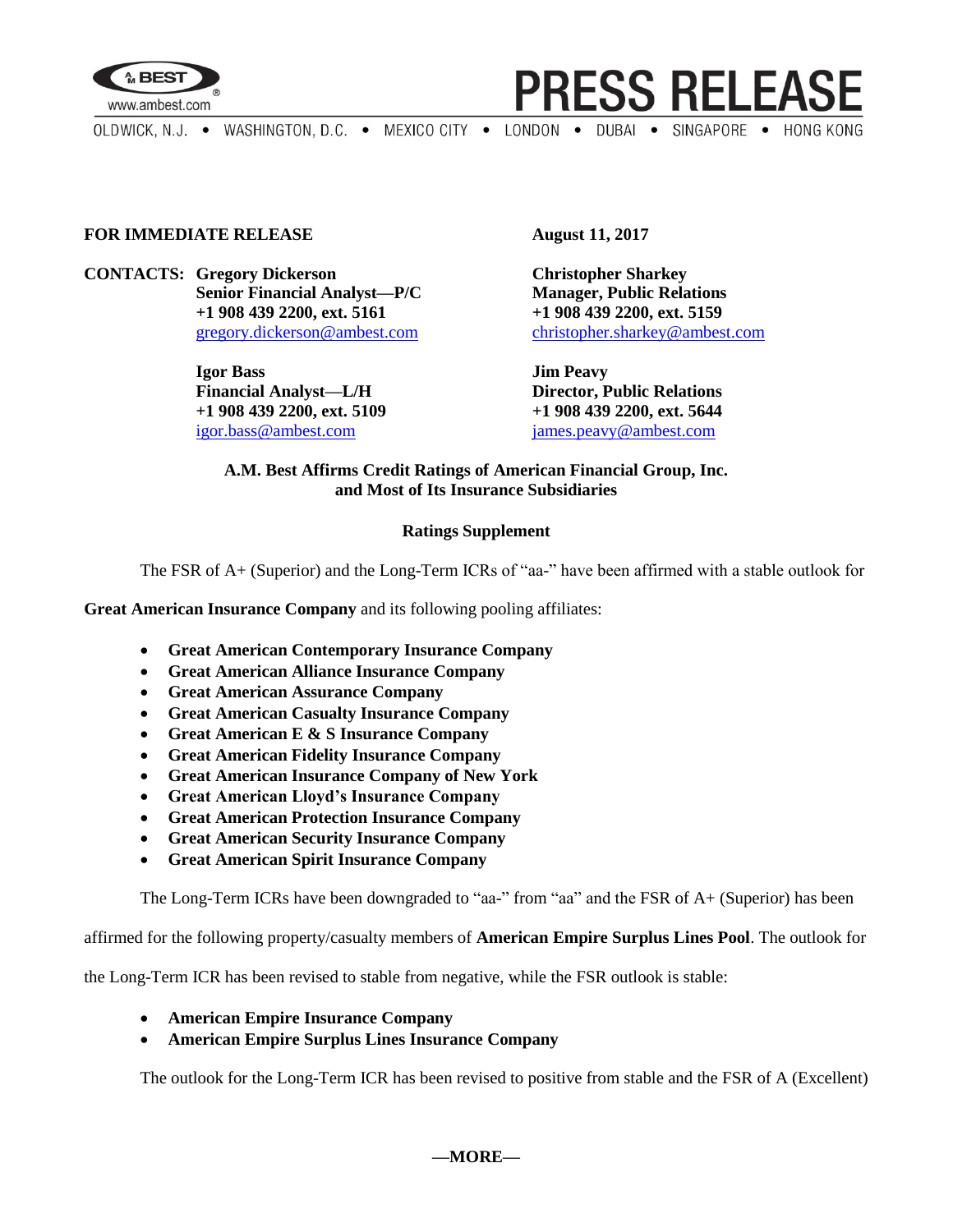**FOR IMMEDIATE RELEASE**

**August 11, 2017**

**CONTACTS:** **Gregory Dickerson**
**Senior Financial Analyst—P/C**
**+1 908 439 2200, ext. 5161**
gregory.dickerson@ambest.com

**Christopher Sharkey**
**Manager, Public Relations**
**+1 908 439 2200, ext. 5159**
christopher.sharkey@ambest.com

**Igor Bass**
**Financial Analyst—L/H**
**+1 908 439 2200, ext. 5109**
igor.bass@ambest.com

**Jim Peavy**
**Director, Public Relations**
**+1 908 439 2200, ext. 5644**
james.peavy@ambest.com

**A.M. Best Affirms Credit Ratings of American Financial Group, Inc. and Most of Its Insurance Subsidiaries**

**Ratings Supplement**

The FSR of A+ (Superior) and the Long-Term ICRs of "aa-" have been affirmed with a stable outlook for **Great American Insurance Company** and its following pooling affiliates:

- **Great American Contemporary Insurance Company**
- **Great American Alliance Insurance Company**
- **Great American Assurance Company**
- **Great American Casualty Insurance Company**
- **Great American E & S Insurance Company**
- **Great American Fidelity Insurance Company**
- **Great American Insurance Company of New York**
- **Great American Lloyd's Insurance Company**
- **Great American Protection Insurance Company**
- **Great American Security Insurance Company**
- **Great American Spirit Insurance Company**

The Long-Term ICRs have been downgraded to "aa-" from "aa" and the FSR of A+ (Superior) has been affirmed for the following property/casualty members of **American Empire Surplus Lines Pool**. The outlook for the Long-Term ICR has been revised to stable from negative, while the FSR outlook is stable:

- **American Empire Insurance Company**
- **American Empire Surplus Lines Insurance Company**

The outlook for the Long-Term ICR has been revised to positive from stable and the FSR of A (Excellent)

—MORE—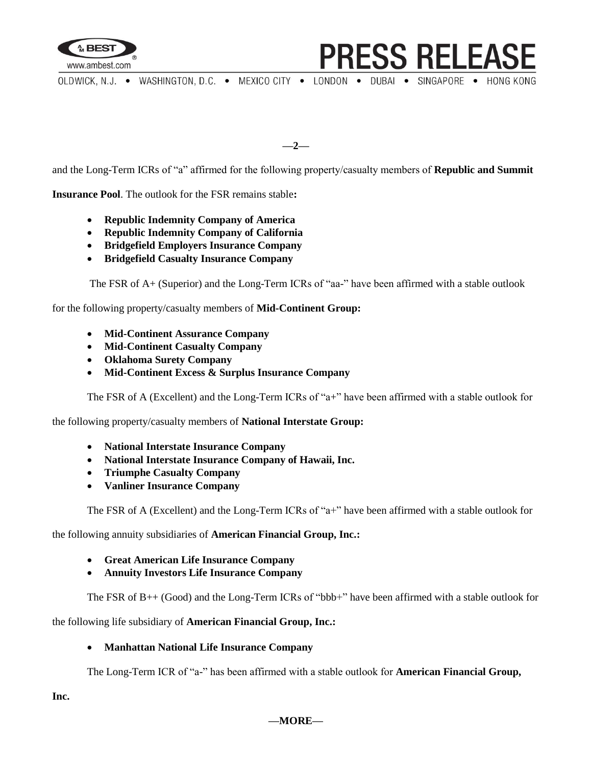and the Long-Term ICRs of "a" affirmed for the following property/casualty members of **Republic and Summit Insurance Pool**. The outlook for the FSR remains stable**:**

- **Republic Indemnity Company of America**
- **Republic Indemnity Company of California**
- **Bridgefield Employers Insurance Company**
- **Bridgefield Casualty Insurance Company**

The FSR of A+ (Superior) and the Long-Term ICRs of "aa-" have been affirmed with a stable outlook for the following property/casualty members of **Mid-Continent Group:**

- **Mid-Continent Assurance Company**
- **Mid-Continent Casualty Company**
- **Oklahoma Surety Company**
- **Mid-Continent Excess & Surplus Insurance Company**

The FSR of A (Excellent) and the Long-Term ICRs of "a+" have been affirmed with a stable outlook for the following property/casualty members of **National Interstate Group:**

- **National Interstate Insurance Company**
- **National Interstate Insurance Company of Hawaii, Inc.**
- **Triumphe Casualty Company**
- **Vanliner Insurance Company**

The FSR of A (Excellent) and the Long-Term ICRs of "a+" have been affirmed with a stable outlook for the following annuity subsidiaries of **American Financial Group, Inc.:**

- **Great American Life Insurance Company**
- **Annuity Investors Life Insurance Company**

The FSR of B++ (Good) and the Long-Term ICRs of "bbb+" have been affirmed with a stable outlook for the following life subsidiary of **American Financial Group, Inc.:**

- **Manhattan National Life Insurance Company**

The Long-Term ICR of "a-" has been affirmed with a stable outlook for **American Financial Group, Inc.**

**—MORE—**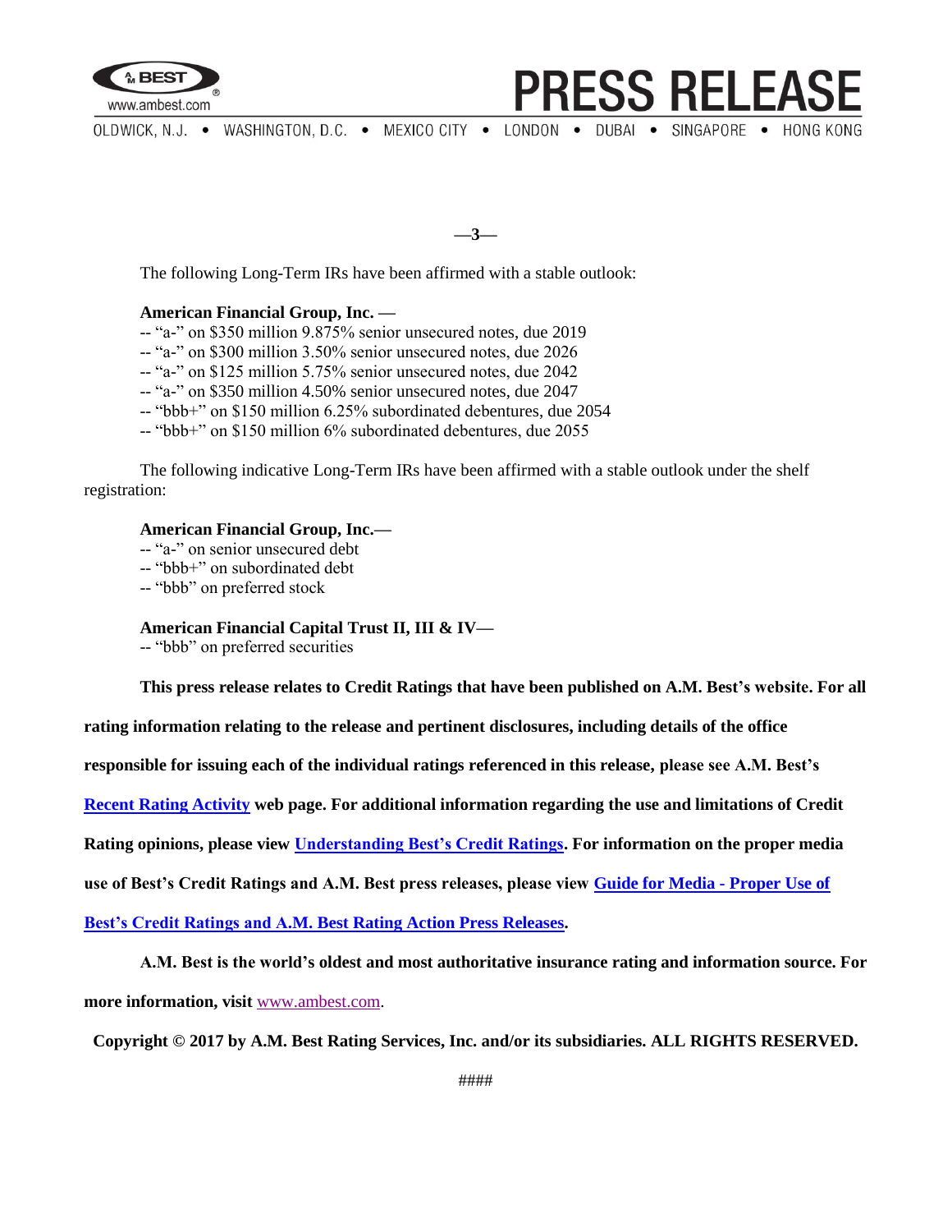The following Long-Term IRs have been affirmed with a stable outlook:

**American Financial Group, Inc. —**
-- "a-" on $350 million 9.875% senior unsecured notes, due 2019
-- "a-" on $300 million 3.50% senior unsecured notes, due 2026
-- "a-" on $125 million 5.75% senior unsecured notes, due 2042
-- "a-" on $350 million 4.50% senior unsecured notes, due 2047
-- "bbb+" on $150 million 6.25% subordinated debentures, due 2054
-- "bbb+" on $150 million 6% subordinated debentures, due 2055

The following indicative Long-Term IRs have been affirmed with a stable outlook under the shelf registration:

**American Financial Group, Inc.—**
-- "a-" on senior unsecured debt
-- "bbb+" on subordinated debt
-- "bbb" on preferred stock

**American Financial Capital Trust II, III & IV—**
-- "bbb" on preferred securities

**This press release relates to Credit Ratings that have been published on A.M. Best's website. For all rating information relating to the release and pertinent disclosures, including details of the office responsible for issuing each of the individual ratings referenced in this release, please see A.M. Best's Recent Rating Activity web page. For additional information regarding the use and limitations of Credit Rating opinions, please view Understanding Best's Credit Ratings. For information on the proper media use of Best's Credit Ratings and A.M. Best press releases, please view Guide for Media - Proper Use of Best's Credit Ratings and A.M. Best Rating Action Press Releases.**

**A.M. Best is the world's oldest and most authoritative insurance rating and information source. For more information, visit** www.ambest.com.

**Copyright © 2017 by A.M. Best Rating Services, Inc. and/or its subsidiaries. ALL RIGHTS RESERVED.**

####